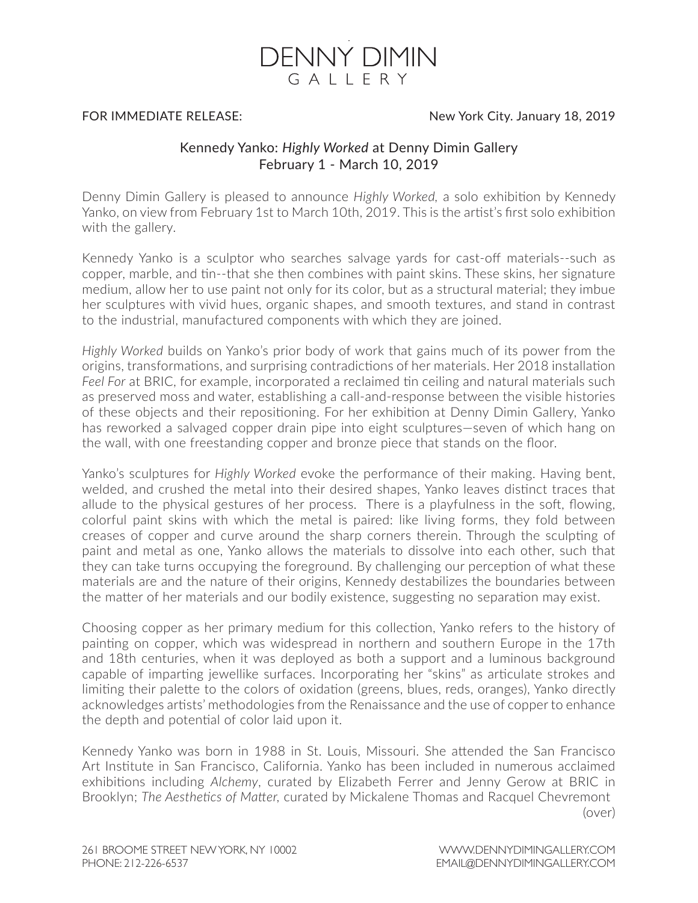# DENNY DIMIN GALLERY

FOR IMMEDIATE RELEASE: New York City. January 18, 2019

## Kennedy Yanko: *Highly Worked* at Denny Dimin Gallery
## February 1 - March 10, 2019

Denny Dimin Gallery is pleased to announce *Highly Worked,* a solo exhibition by Kennedy Yanko, on view from February 1st to March 10th, 2019. This is the artist's first solo exhibition with the gallery.

Kennedy Yanko is a sculptor who searches salvage yards for cast-off materials--such as copper, marble, and tin--that she then combines with paint skins. These skins, her signature medium, allow her to use paint not only for its color, but as a structural material; they imbue her sculptures with vivid hues, organic shapes, and smooth textures, and stand in contrast to the industrial, manufactured components with which they are joined.

*Highly Worked* builds on Yanko's prior body of work that gains much of its power from the origins, transformations, and surprising contradictions of her materials. Her 2018 installation *Feel For* at BRIC, for example, incorporated a reclaimed tin ceiling and natural materials such as preserved moss and water, establishing a call-and-response between the visible histories of these objects and their repositioning. For her exhibition at Denny Dimin Gallery, Yanko has reworked a salvaged copper drain pipe into eight sculptures—seven of which hang on the wall, with one freestanding copper and bronze piece that stands on the floor.

Yanko's sculptures for *Highly Worked* evoke the performance of their making. Having bent, welded, and crushed the metal into their desired shapes, Yanko leaves distinct traces that allude to the physical gestures of her process. There is a playfulness in the soft, flowing, colorful paint skins with which the metal is paired: like living forms, they fold between creases of copper and curve around the sharp corners therein. Through the sculpting of paint and metal as one, Yanko allows the materials to dissolve into each other, such that they can take turns occupying the foreground. By challenging our perception of what these materials are and the nature of their origins, Kennedy destabilizes the boundaries between the matter of her materials and our bodily existence, suggesting no separation may exist.

Choosing copper as her primary medium for this collection, Yanko refers to the history of painting on copper, which was widespread in northern and southern Europe in the 17th and 18th centuries, when it was deployed as both a support and a luminous background capable of imparting jewellike surfaces. Incorporating her "skins" as articulate strokes and limiting their palette to the colors of oxidation (greens, blues, reds, oranges), Yanko directly acknowledges artists' methodologies from the Renaissance and the use of copper to enhance the depth and potential of color laid upon it.

Kennedy Yanko was born in 1988 in St. Louis, Missouri. She attended the San Francisco Art Institute in San Francisco, California. Yanko has been included in numerous acclaimed exhibitions including *Alchemy*, curated by Elizabeth Ferrer and Jenny Gerow at BRIC in Brooklyn; *The Aesthetics of Matter*, curated by Mickalene Thomas and Racquel Chevremont

(over)

261 BROOME STREET NEW YORK, NY 10002
PHONE: 212-226-6537
WWW.DENNYDIMINGALLERY.COM
EMAIL@DENNYDIMINGALLERY.COM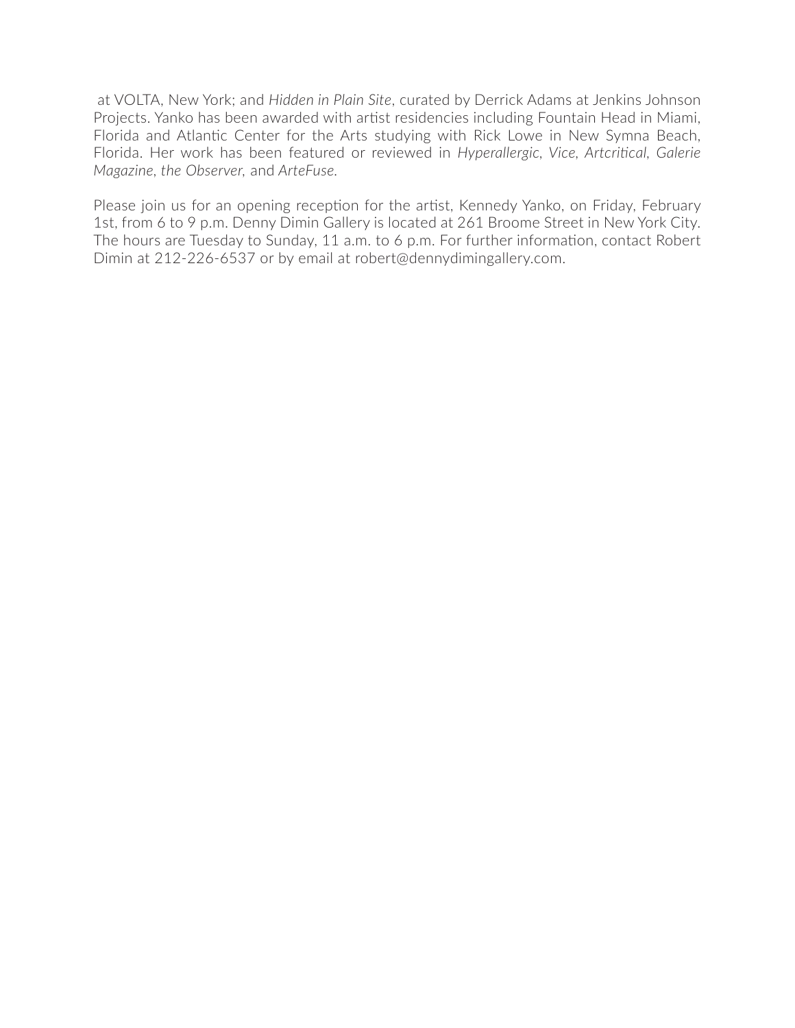at VOLTA, New York; and *Hidden in Plain Site*, curated by Derrick Adams at Jenkins Johnson Projects. Yanko has been awarded with artist residencies including Fountain Head in Miami, Florida and Atlantic Center for the Arts studying with Rick Lowe in New Symna Beach, Florida. Her work has been featured or reviewed in *Hyperallergic*, *Vice*, *Artcritical*, *Galerie Magazine*, *the Observer,* and *ArteFuse.*

Please join us for an opening reception for the artist, Kennedy Yanko, on Friday, February 1st, from 6 to 9 p.m. Denny Dimin Gallery is located at 261 Broome Street in New York City. The hours are Tuesday to Sunday, 11 a.m. to 6 p.m. For further information, contact Robert Dimin at 212-226-6537 or by email at robert@dennydimingallery.com.